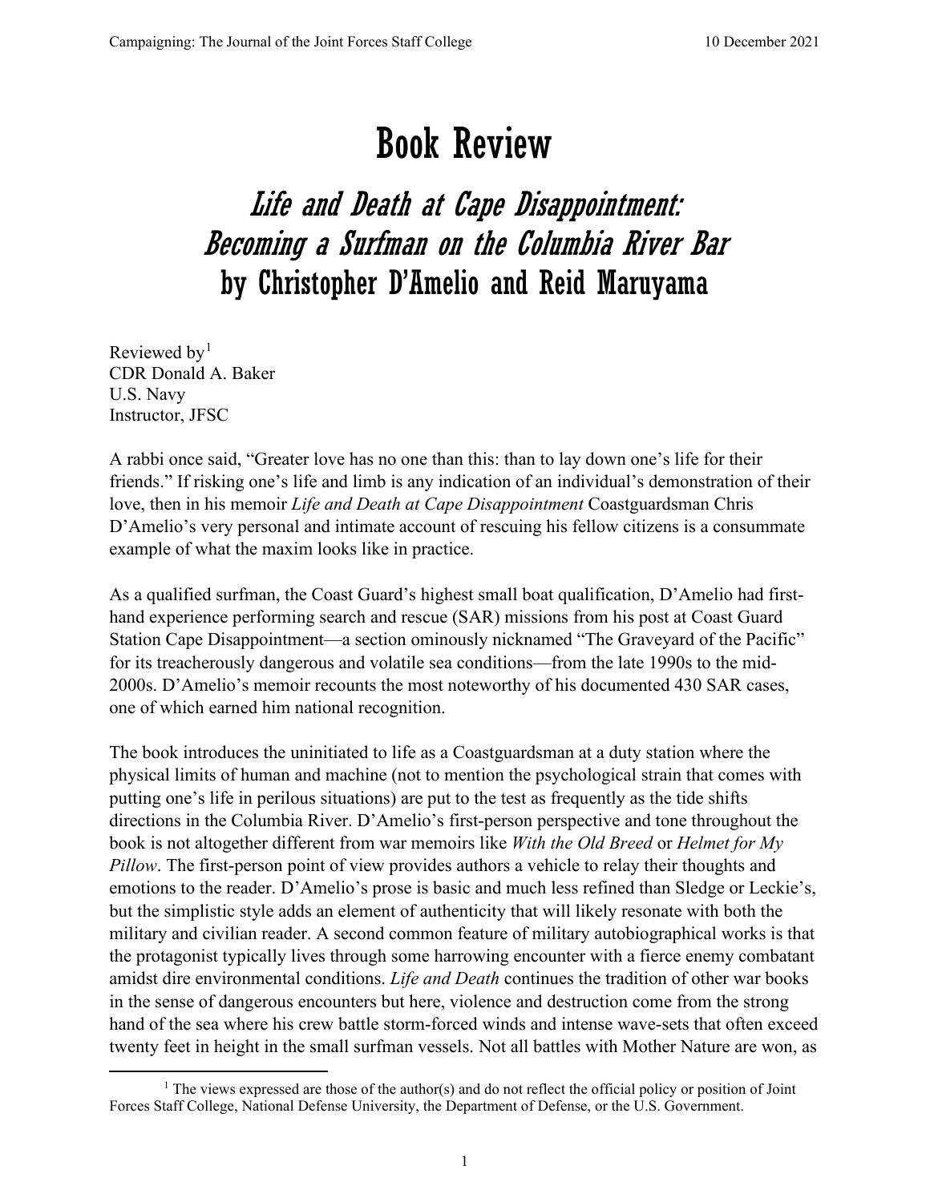# Book Review

## *Life and Death at Cape Disappointment: Becoming a Surfman on the Columbia River Bar*

## by Christopher D'Amelio and Reid Maruyama

Reviewed by[1]
CDR Donald A. Baker
U.S. Navy
Instructor, JFSC

A rabbi once said, "Greater love has no one than this: than to lay down one's life for their friends." If risking one's life and limb is any indication of an individual's demonstration of their love, then in his memoir *Life and Death at Cape Disappointment* Coastguardsman Chris D'Amelio's very personal and intimate account of rescuing his fellow citizens is a consummate example of what the maxim looks like in practice.

As a qualified surfman, the Coast Guard's highest small boat qualification, D'Amelio had first-hand experience performing search and rescue (SAR) missions from his post at Coast Guard Station Cape Disappointment—a section ominously nicknamed "The Graveyard of the Pacific" for its treacherously dangerous and volatile sea conditions—from the late 1990s to the mid-2000s. D'Amelio's memoir recounts the most noteworthy of his documented 430 SAR cases, one of which earned him national recognition.

The book introduces the uninitiated to life as a Coastguardsman at a duty station where the physical limits of human and machine (not to mention the psychological strain that comes with putting one's life in perilous situations) are put to the test as frequently as the tide shifts directions in the Columbia River. D'Amelio's first-person perspective and tone throughout the book is not altogether different from war memoirs like *With the Old Breed* or *Helmet for My Pillow*. The first-person point of view provides authors a vehicle to relay their thoughts and emotions to the reader. D'Amelio's prose is basic and much less refined than Sledge or Leckie's, but the simplistic style adds an element of authenticity that will likely resonate with both the military and civilian reader. A second common feature of military autobiographical works is that the protagonist typically lives through some harrowing encounter with a fierce enemy combatant amidst dire environmental conditions. *Life and Death* continues the tradition of other war books in the sense of dangerous encounters but here, violence and destruction come from the strong hand of the sea where his crew battle storm-forced winds and intense wave-sets that often exceed twenty feet in height in the small surfman vessels. Not all battles with Mother Nature are won, as

[1] The views expressed are those of the author(s) and do not reflect the official policy or position of Joint Forces Staff College, National Defense University, the Department of Defense, or the U.S. Government.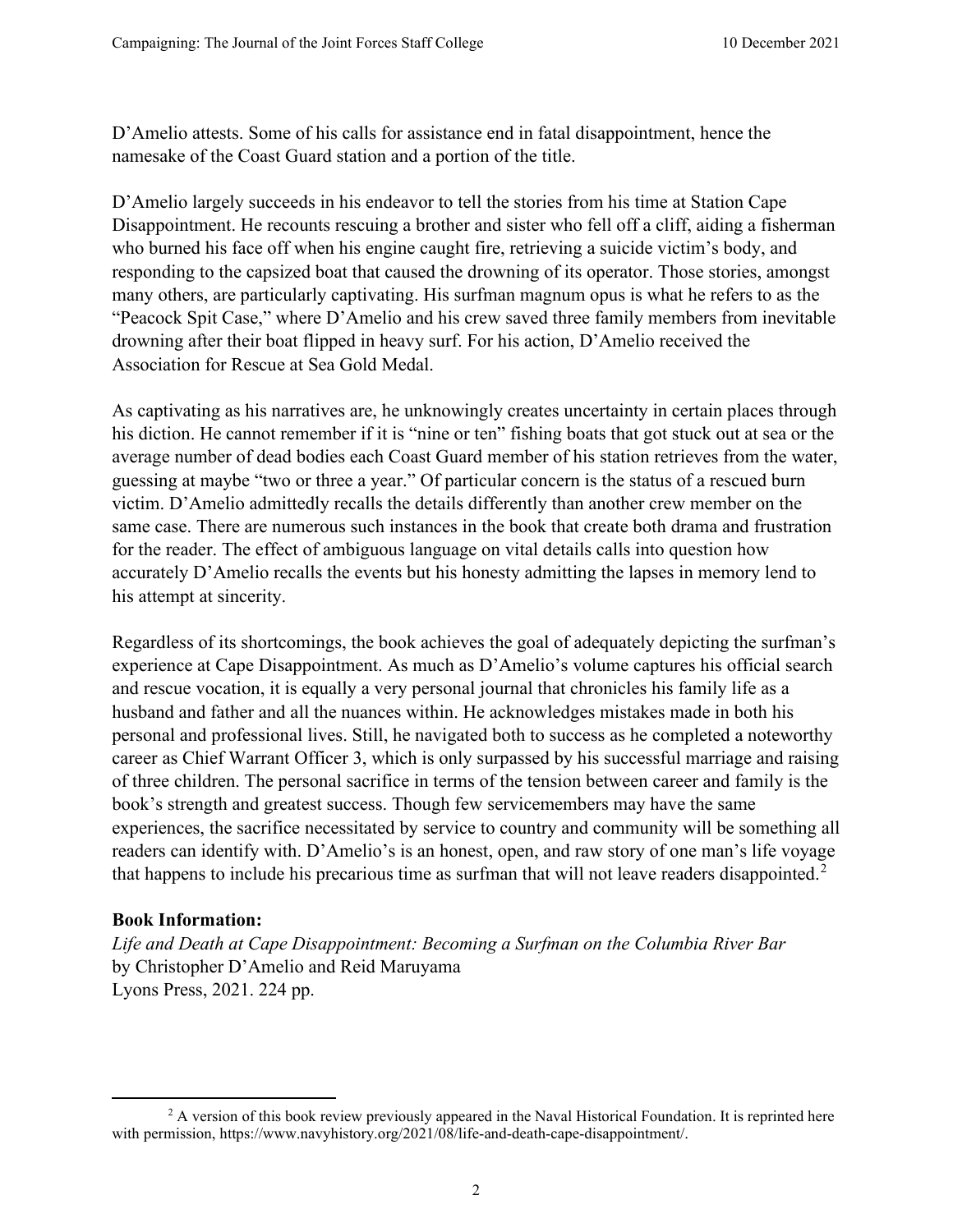D'Amelio attests. Some of his calls for assistance end in fatal disappointment, hence the namesake of the Coast Guard station and a portion of the title.

D'Amelio largely succeeds in his endeavor to tell the stories from his time at Station Cape Disappointment. He recounts rescuing a brother and sister who fell off a cliff, aiding a fisherman who burned his face off when his engine caught fire, retrieving a suicide victim's body, and responding to the capsized boat that caused the drowning of its operator. Those stories, amongst many others, are particularly captivating. His surfman magnum opus is what he refers to as the "Peacock Spit Case," where D'Amelio and his crew saved three family members from inevitable drowning after their boat flipped in heavy surf. For his action, D'Amelio received the Association for Rescue at Sea Gold Medal.

As captivating as his narratives are, he unknowingly creates uncertainty in certain places through his diction. He cannot remember if it is "nine or ten" fishing boats that got stuck out at sea or the average number of dead bodies each Coast Guard member of his station retrieves from the water, guessing at maybe "two or three a year." Of particular concern is the status of a rescued burn victim. D'Amelio admittedly recalls the details differently than another crew member on the same case. There are numerous such instances in the book that create both drama and frustration for the reader. The effect of ambiguous language on vital details calls into question how accurately D'Amelio recalls the events but his honesty admitting the lapses in memory lend to his attempt at sincerity.

Regardless of its shortcomings, the book achieves the goal of adequately depicting the surfman's experience at Cape Disappointment. As much as D'Amelio's volume captures his official search and rescue vocation, it is equally a very personal journal that chronicles his family life as a husband and father and all the nuances within. He acknowledges mistakes made in both his personal and professional lives. Still, he navigated both to success as he completed a noteworthy career as Chief Warrant Officer 3, which is only surpassed by his successful marriage and raising of three children. The personal sacrifice in terms of the tension between career and family is the book's strength and greatest success. Though few servicemembers may have the same experiences, the sacrifice necessitated by service to country and community will be something all readers can identify with. D'Amelio's is an honest, open, and raw story of one man's life voyage that happens to include his precarious time as surfman that will not leave readers disappointed.[2]

**Book Information:**
*Life and Death at Cape Disappointment: Becoming a Surfman on the Columbia River Bar*
by Christopher D'Amelio and Reid Maruyama
Lyons Press, 2021. 224 pp.

---

[2] A version of this book review previously appeared in the Naval Historical Foundation. It is reprinted here with permission, https://www.navyhistory.org/2021/08/life-and-death-cape-disappointment/.